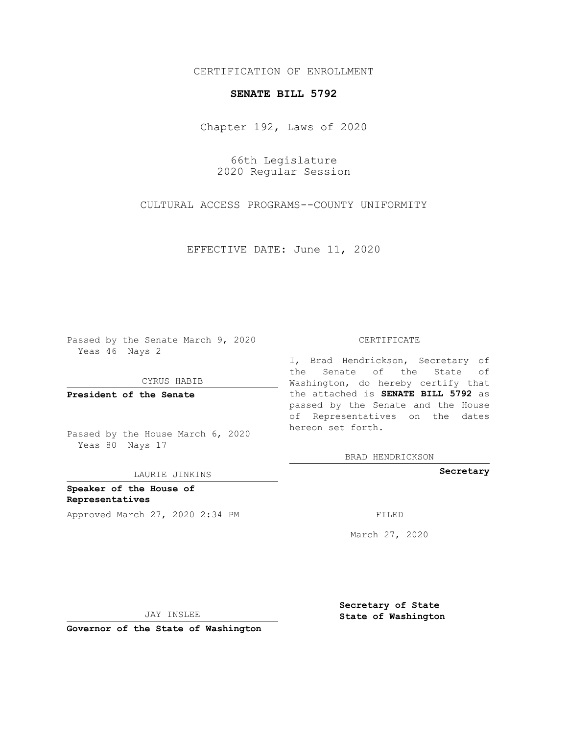CERTIFICATION OF ENROLLMENT

**SENATE BILL 5792**

Chapter 192, Laws of 2020

66th Legislature
2020 Regular Session

CULTURAL ACCESS PROGRAMS--COUNTY UNIFORMITY

EFFECTIVE DATE: June 11, 2020

Passed by the Senate March 9, 2020
Yeas 46 Nays 2

CYRUS HABIB

**President of the Senate**

Passed by the House March 6, 2020
Yeas 80 Nays 17

LAURIE JINKINS

**Speaker of the House of Representatives**

Approved March 27, 2020 2:34 PM

JAY INSLEE

**Governor of the State of Washington**

CERTIFICATE

I, Brad Hendrickson, Secretary of the Senate of the State of Washington, do hereby certify that the attached is **SENATE BILL 5792** as passed by the Senate and the House of Representatives on the dates hereon set forth.

BRAD HENDRICKSON

**Secretary**

FILED

March 27, 2020

**Secretary of State State of Washington**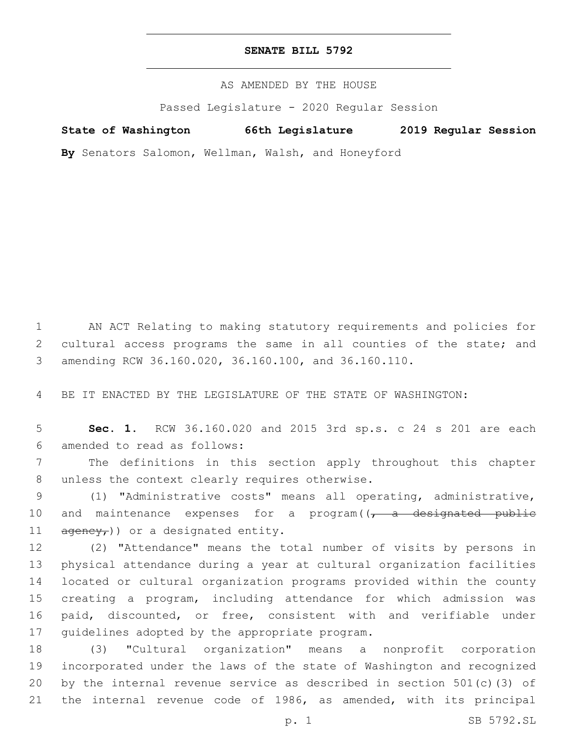# SENATE BILL 5792

AS AMENDED BY THE HOUSE

Passed Legislature - 2020 Regular Session

**State of Washington 66th Legislature 2019 Regular Session**

**By** Senators Salomon, Wellman, Walsh, and Honeyford

AN ACT Relating to making statutory requirements and policies for cultural access programs the same in all counties of the state; and amending RCW 36.160.020, 36.160.100, and 36.160.110.

BE IT ENACTED BY THE LEGISLATURE OF THE STATE OF WASHINGTON:

**Sec. 1.** RCW 36.160.020 and 2015 3rd sp.s. c 24 s 201 are each amended to read as follows:

The definitions in this section apply throughout this chapter unless the context clearly requires otherwise.

(1) "Administrative costs" means all operating, administrative, and maintenance expenses for a program((~~, a designated public agency,~~)) or a designated entity.

(2) "Attendance" means the total number of visits by persons in physical attendance during a year at cultural organization facilities located or cultural organization programs provided within the county creating a program, including attendance for which admission was paid, discounted, or free, consistent with and verifiable under guidelines adopted by the appropriate program.

(3) "Cultural organization" means a nonprofit corporation incorporated under the laws of the state of Washington and recognized by the internal revenue service as described in section 501(c)(3) of the internal revenue code of 1986, as amended, with its principal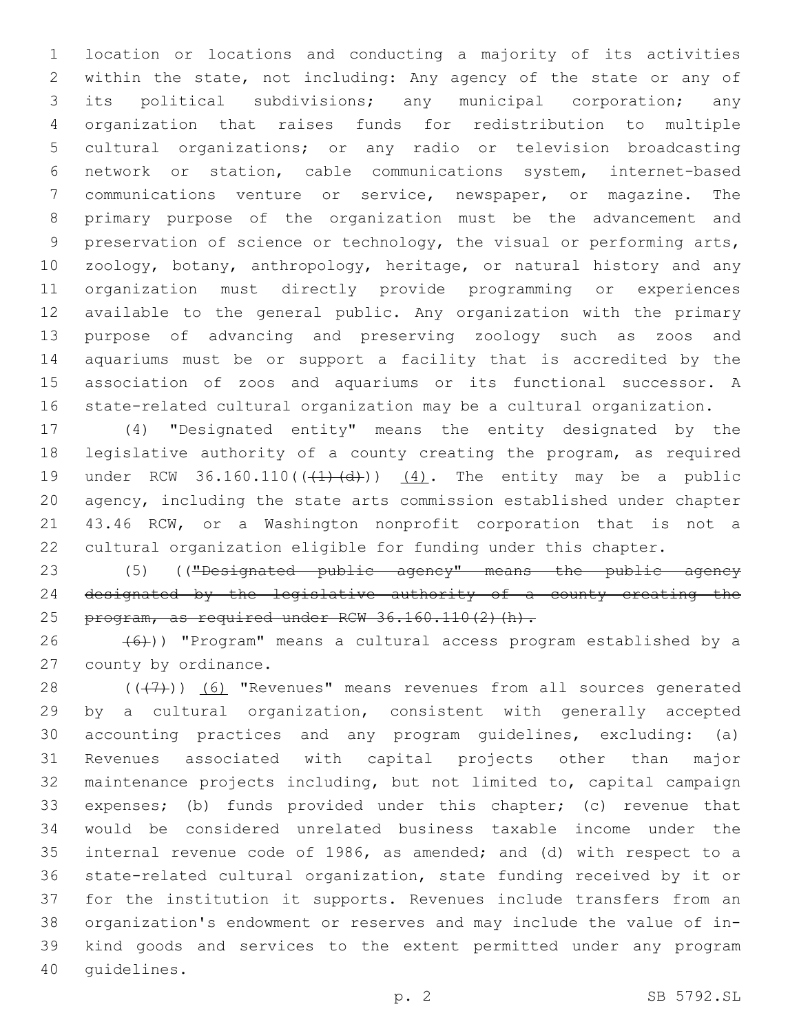location or locations and conducting a majority of its activities within the state, not including: Any agency of the state or any of its political subdivisions; any municipal corporation; any organization that raises funds for redistribution to multiple cultural organizations; or any radio or television broadcasting network or station, cable communications system, internet-based communications venture or service, newspaper, or magazine. The primary purpose of the organization must be the advancement and preservation of science or technology, the visual or performing arts, zoology, botany, anthropology, heritage, or natural history and any organization must directly provide programming or experiences available to the general public. Any organization with the primary purpose of advancing and preserving zoology such as zoos and aquariums must be or support a facility that is accredited by the association of zoos and aquariums or its functional successor. A state-related cultural organization may be a cultural organization.

(4) "Designated entity" means the entity designated by the legislative authority of a county creating the program, as required under RCW 36.160.110((~~(1)(d)~~)) (4). The entity may be a public agency, including the state arts commission established under chapter 43.46 RCW, or a Washington nonprofit corporation that is not a cultural organization eligible for funding under this chapter.

(5) ((~~"Designated public agency" means the public agency designated by the legislative authority of a county creating the program, as required under RCW 36.160.110(2)(h).~~

~~(6)~~)) "Program" means a cultural access program established by a county by ordinance.

((~~(7)~~)) (6) "Revenues" means revenues from all sources generated by a cultural organization, consistent with generally accepted accounting practices and any program guidelines, excluding: (a) Revenues associated with capital projects other than major maintenance projects including, but not limited to, capital campaign expenses; (b) funds provided under this chapter; (c) revenue that would be considered unrelated business taxable income under the internal revenue code of 1986, as amended; and (d) with respect to a state-related cultural organization, state funding received by it or for the institution it supports. Revenues include transfers from an organization's endowment or reserves and may include the value of in-kind goods and services to the extent permitted under any program guidelines.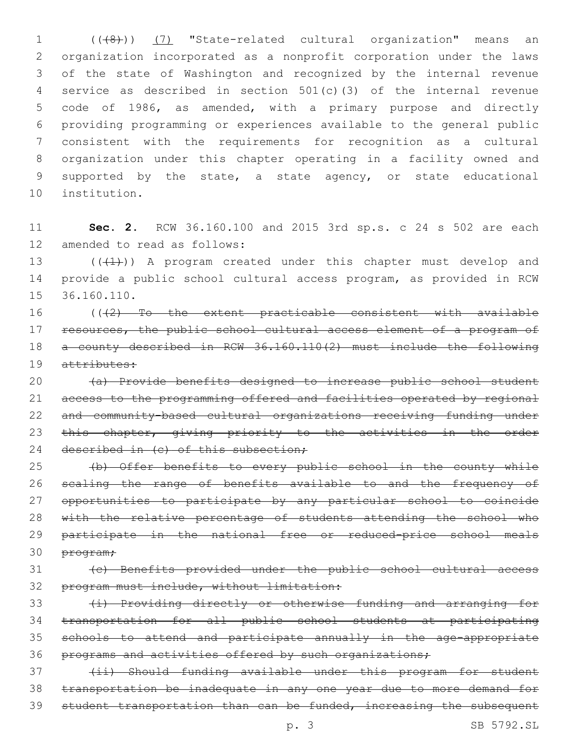(((8))) (7) "State-related cultural organization" means an organization incorporated as a nonprofit corporation under the laws of the state of Washington and recognized by the internal revenue service as described in section 501(c)(3) of the internal revenue code of 1986, as amended, with a primary purpose and directly providing programming or experiences available to the general public consistent with the requirements for recognition as a cultural organization under this chapter operating in a facility owned and supported by the state, a state agency, or state educational institution.

**Sec. 2.** RCW 36.160.100 and 2015 3rd sp.s. c 24 s 502 are each amended to read as follows:

(((1))) A program created under this chapter must develop and provide a public school cultural access program, as provided in RCW 36.160.110.

(((2) To the extent practicable consistent with available resources, the public school cultural access element of a program of a county described in RCW 36.160.110(2) must include the following attributes:

(a) Provide benefits designed to increase public school student access to the programming offered and facilities operated by regional and community-based cultural organizations receiving funding under this chapter, giving priority to the activities in the order described in (c) of this subsection;

(b) Offer benefits to every public school in the county while scaling the range of benefits available to and the frequency of opportunities to participate by any particular school to coincide with the relative percentage of students attending the school who participate in the national free or reduced-price school meals program;

(c) Benefits provided under the public school cultural access program must include, without limitation:

(i) Providing directly or otherwise funding and arranging for transportation for all public school students at participating schools to attend and participate annually in the age-appropriate programs and activities offered by such organizations;

(ii) Should funding available under this program for student transportation be inadequate in any one year due to more demand for student transportation than can be funded, increasing the subsequent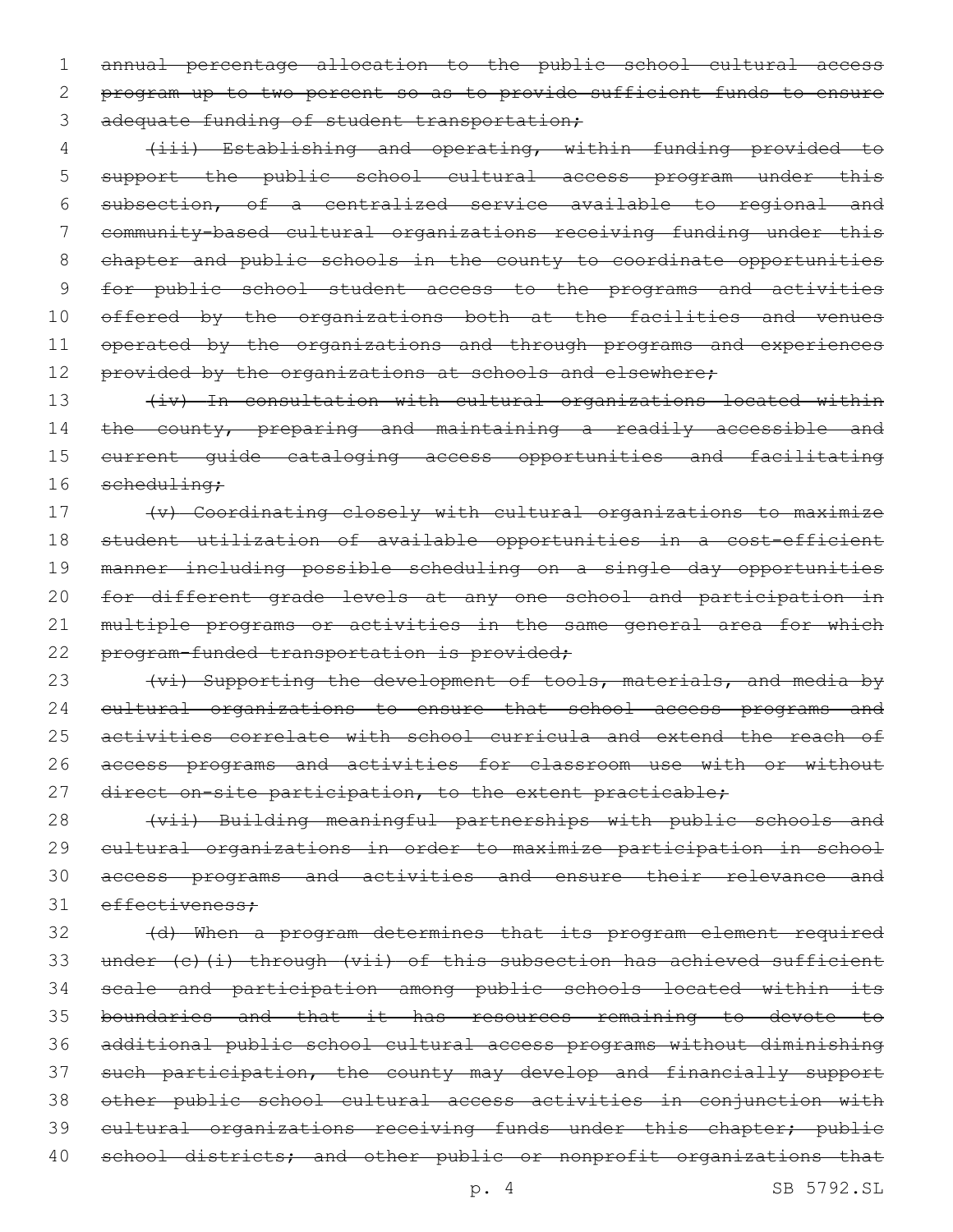~~annual percentage allocation to the public school cultural access program up to two percent so as to provide sufficient funds to ensure adequate funding of student transportation;~~

~~(iii) Establishing and operating, within funding provided to support the public school cultural access program under this subsection, of a centralized service available to regional and community-based cultural organizations receiving funding under this chapter and public schools in the county to coordinate opportunities for public school student access to the programs and activities offered by the organizations both at the facilities and venues operated by the organizations and through programs and experiences provided by the organizations at schools and elsewhere;~~

~~(iv) In consultation with cultural organizations located within the county, preparing and maintaining a readily accessible and current guide cataloging access opportunities and facilitating scheduling;~~

~~(v) Coordinating closely with cultural organizations to maximize student utilization of available opportunities in a cost-efficient manner including possible scheduling on a single day opportunities for different grade levels at any one school and participation in multiple programs or activities in the same general area for which program-funded transportation is provided;~~

~~(vi) Supporting the development of tools, materials, and media by cultural organizations to ensure that school access programs and activities correlate with school curricula and extend the reach of access programs and activities for classroom use with or without direct on-site participation, to the extent practicable;~~

~~(vii) Building meaningful partnerships with public schools and cultural organizations in order to maximize participation in school access programs and activities and ensure their relevance and effectiveness;~~

~~(d) When a program determines that its program element required under (c)(i) through (vii) of this subsection has achieved sufficient scale and participation among public schools located within its boundaries and that it has resources remaining to devote to additional public school cultural access programs without diminishing such participation, the county may develop and financially support other public school cultural access activities in conjunction with cultural organizations receiving funds under this chapter; public school districts; and other public or nonprofit organizations that~~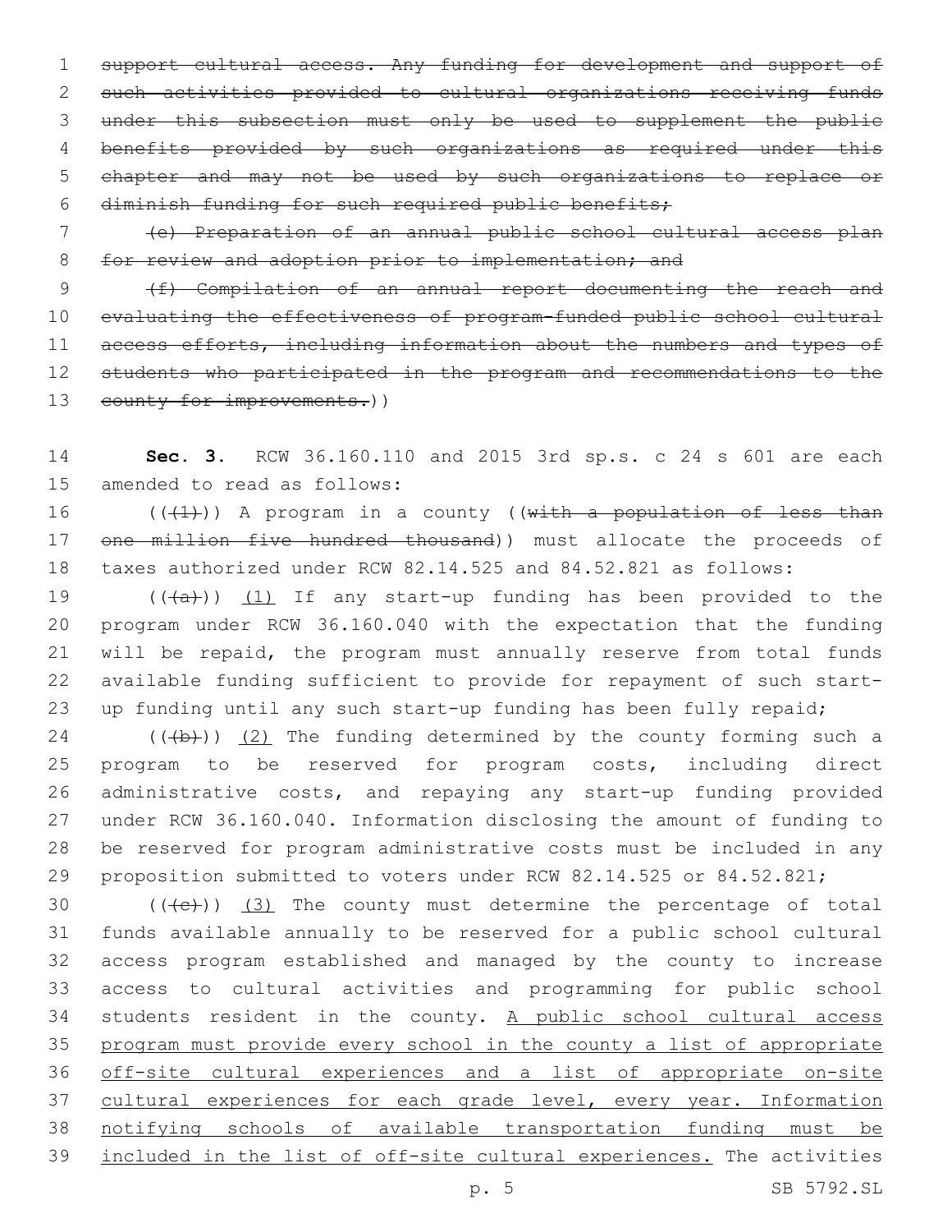~~support cultural access. Any funding for development and support of such activities provided to cultural organizations receiving funds under this subsection must only be used to supplement the public benefits provided by such organizations as required under this chapter and may not be used by such organizations to replace or diminish funding for such required public benefits;~~

~~(e) Preparation of an annual public school cultural access plan for review and adoption prior to implementation; and~~

~~(f) Compilation of an annual report documenting the reach and evaluating the effectiveness of program-funded public school cultural access efforts, including information about the numbers and types of students who participated in the program and recommendations to the county for improvements.~~))

**Sec. 3.** RCW 36.160.110 and 2015 3rd sp.s. c 24 s 601 are each amended to read as follows:

((~~(1)~~)) A program in a county ((~~with a population of less than one million five hundred thousand~~)) must allocate the proceeds of taxes authorized under RCW 82.14.525 and 84.52.821 as follows:

((~~(a)~~)) <u>(1)</u> If any start-up funding has been provided to the program under RCW 36.160.040 with the expectation that the funding will be repaid, the program must annually reserve from total funds available funding sufficient to provide for repayment of such start-up funding until any such start-up funding has been fully repaid;

((~~(b)~~)) <u>(2)</u> The funding determined by the county forming such a program to be reserved for program costs, including direct administrative costs, and repaying any start-up funding provided under RCW 36.160.040. Information disclosing the amount of funding to be reserved for program administrative costs must be included in any proposition submitted to voters under RCW 82.14.525 or 84.52.821;

((~~(c)~~)) <u>(3)</u> The county must determine the percentage of total funds available annually to be reserved for a public school cultural access program established and managed by the county to increase access to cultural activities and programming for public school students resident in the county. <u>A public school cultural access program must provide every school in the county a list of appropriate off-site cultural experiences and a list of appropriate on-site cultural experiences for each grade level, every year. Information notifying schools of available transportation funding must be included in the list of off-site cultural experiences.</u> The activities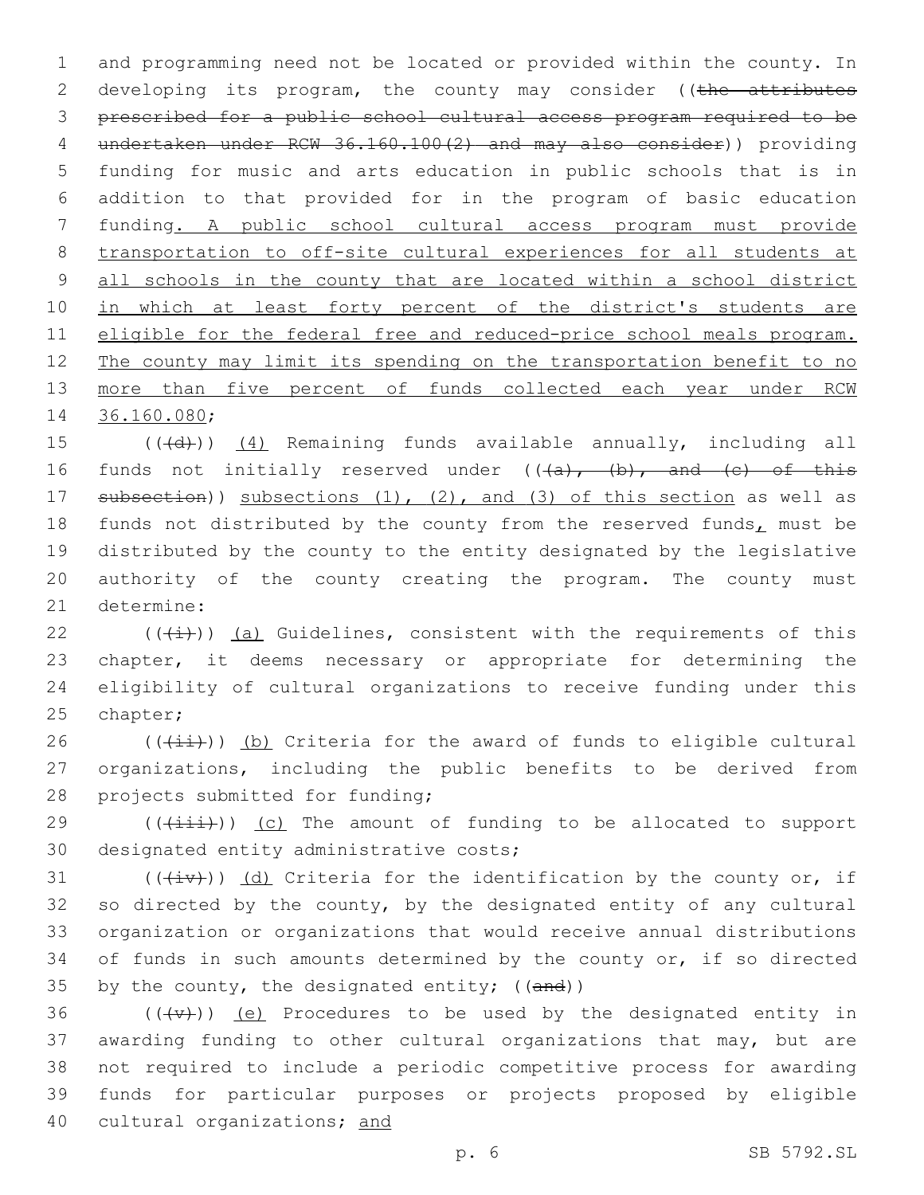and programming need not be located or provided within the county. In developing its program, the county may consider ((~~the attributes prescribed for a public school cultural access program required to be undertaken under RCW 36.160.100(2) and may also consider~~)) providing funding for music and arts education in public schools that is in addition to that provided for in the program of basic education funding<u>. A public school cultural access program must provide transportation to off-site cultural experiences for all students at all schools in the county that are located within a school district in which at least forty percent of the district's students are eligible for the federal free and reduced-price school meals program. The county may limit its spending on the transportation benefit to no more than five percent of funds collected each year under RCW 36.160.080</u>;

((~~(d)~~)) <u>(4)</u> Remaining funds available annually, including all funds not initially reserved under ((~~(a), (b), and (c) of this subsection~~)) <u>subsections (1), (2), and (3) of this section</u> as well as funds not distributed by the county from the reserved funds<u>,</u> must be distributed by the county to the entity designated by the legislative authority of the county creating the program. The county must determine:

((~~(i)~~)) <u>(a)</u> Guidelines, consistent with the requirements of this chapter, it deems necessary or appropriate for determining the eligibility of cultural organizations to receive funding under this chapter;

((~~(ii)~~)) <u>(b)</u> Criteria for the award of funds to eligible cultural organizations, including the public benefits to be derived from projects submitted for funding;

((~~(iii)~~)) <u>(c)</u> The amount of funding to be allocated to support designated entity administrative costs;

((~~(iv)~~)) <u>(d)</u> Criteria for the identification by the county or, if so directed by the county, by the designated entity of any cultural organization or organizations that would receive annual distributions of funds in such amounts determined by the county or, if so directed by the county, the designated entity; ((~~and~~))

((~~(v)~~)) <u>(e)</u> Procedures to be used by the designated entity in awarding funding to other cultural organizations that may, but are not required to include a periodic competitive process for awarding funds for particular purposes or projects proposed by eligible cultural organizations; <u>and</u>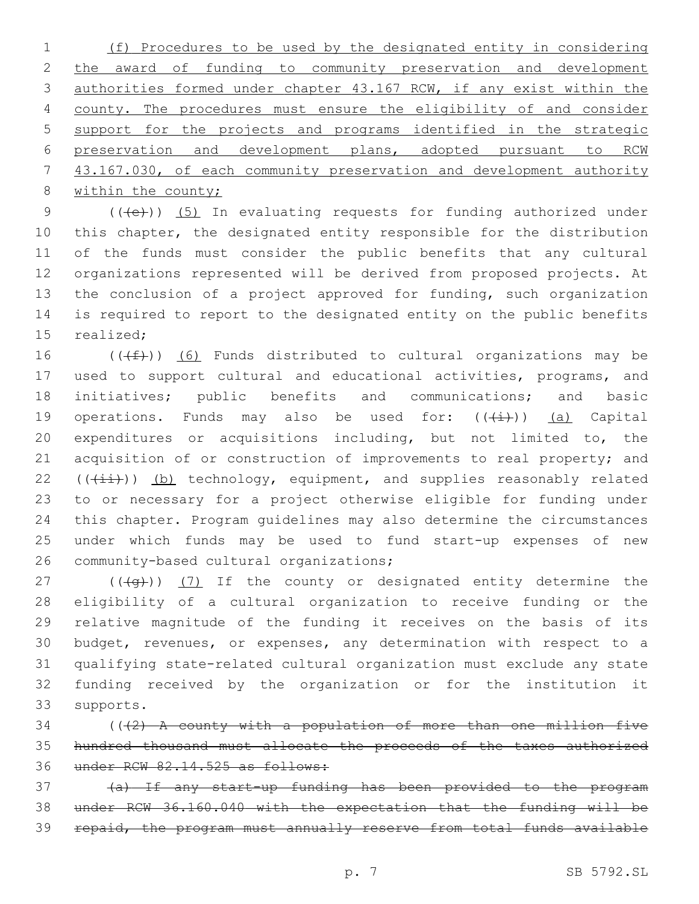(f) Procedures to be used by the designated entity in considering the award of funding to community preservation and development authorities formed under chapter 43.167 RCW, if any exist within the county. The procedures must ensure the eligibility of and consider support for the projects and programs identified in the strategic preservation and development plans, adopted pursuant to RCW 43.167.030, of each community preservation and development authority within the county;

(((e))) (5) In evaluating requests for funding authorized under this chapter, the designated entity responsible for the distribution of the funds must consider the public benefits that any cultural organizations represented will be derived from proposed projects. At the conclusion of a project approved for funding, such organization is required to report to the designated entity on the public benefits realized;

(((f))) (6) Funds distributed to cultural organizations may be used to support cultural and educational activities, programs, and initiatives; public benefits and communications; and basic operations. Funds may also be used for: (((i))) (a) Capital expenditures or acquisitions including, but not limited to, the acquisition of or construction of improvements to real property; and (((ii))) (b) technology, equipment, and supplies reasonably related to or necessary for a project otherwise eligible for funding under this chapter. Program guidelines may also determine the circumstances under which funds may be used to fund start-up expenses of new community-based cultural organizations;

(((g))) (7) If the county or designated entity determine the eligibility of a cultural organization to receive funding or the relative magnitude of the funding it receives on the basis of its budget, revenues, or expenses, any determination with respect to a qualifying state-related cultural organization must exclude any state funding received by the organization or for the institution it supports.

(((2) A county with a population of more than one million five hundred thousand must allocate the proceeds of the taxes authorized under RCW 82.14.525 as follows:

(a) If any start-up funding has been provided to the program under RCW 36.160.040 with the expectation that the funding will be repaid, the program must annually reserve from total funds available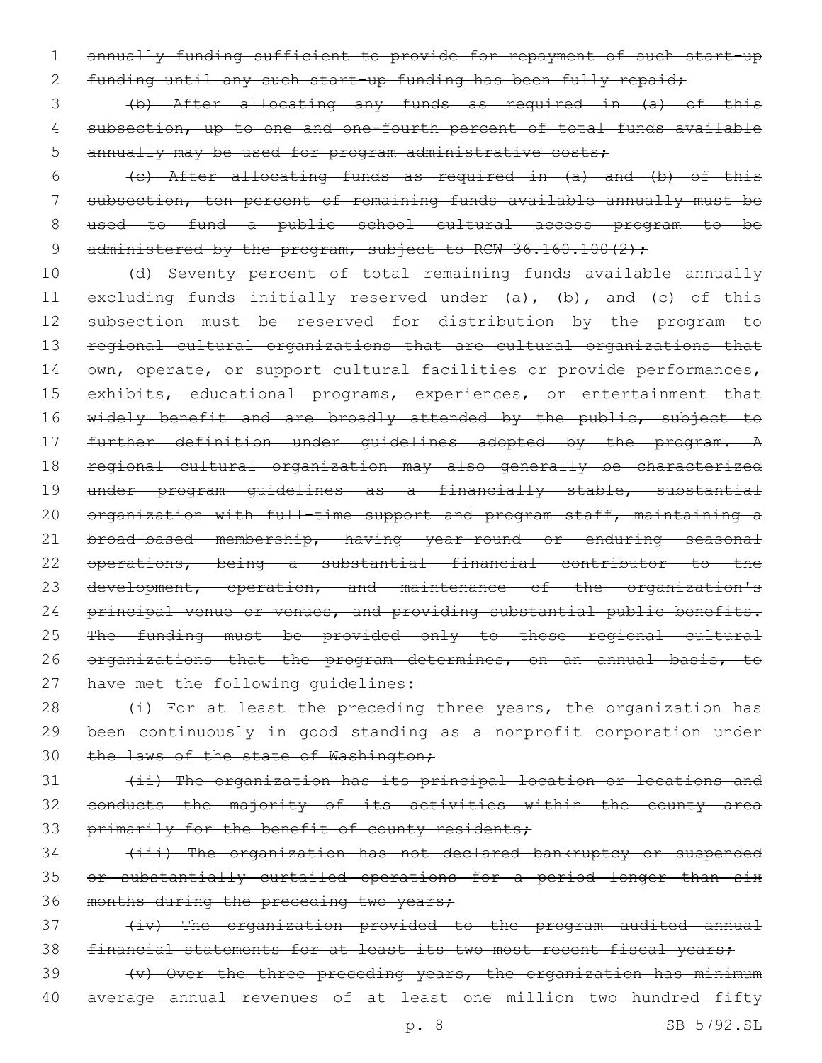~~annually funding sufficient to provide for repayment of such start-up funding until any such start-up funding has been fully repaid;~~

~~(b) After allocating any funds as required in (a) of this subsection, up to one and one-fourth percent of total funds available annually may be used for program administrative costs;~~

~~(c) After allocating funds as required in (a) and (b) of this subsection, ten percent of remaining funds available annually must be used to fund a public school cultural access program to be administered by the program, subject to RCW 36.160.100(2);~~

~~(d) Seventy percent of total remaining funds available annually excluding funds initially reserved under (a), (b), and (c) of this subsection must be reserved for distribution by the program to regional cultural organizations that are cultural organizations that own, operate, or support cultural facilities or provide performances, exhibits, educational programs, experiences, or entertainment that widely benefit and are broadly attended by the public, subject to further definition under guidelines adopted by the program. A regional cultural organization may also generally be characterized under program guidelines as a financially stable, substantial organization with full-time support and program staff, maintaining a broad-based membership, having year-round or enduring seasonal operations, being a substantial financial contributor to the development, operation, and maintenance of the organization's principal venue or venues, and providing substantial public benefits. The funding must be provided only to those regional cultural organizations that the program determines, on an annual basis, to have met the following guidelines:~~

~~(i) For at least the preceding three years, the organization has been continuously in good standing as a nonprofit corporation under the laws of the state of Washington;~~

~~(ii) The organization has its principal location or locations and conducts the majority of its activities within the county area primarily for the benefit of county residents;~~

~~(iii) The organization has not declared bankruptcy or suspended or substantially curtailed operations for a period longer than six months during the preceding two years;~~

~~(iv) The organization provided to the program audited annual financial statements for at least its two most recent fiscal years;~~

~~(v) Over the three preceding years, the organization has minimum average annual revenues of at least one million two hundred fifty~~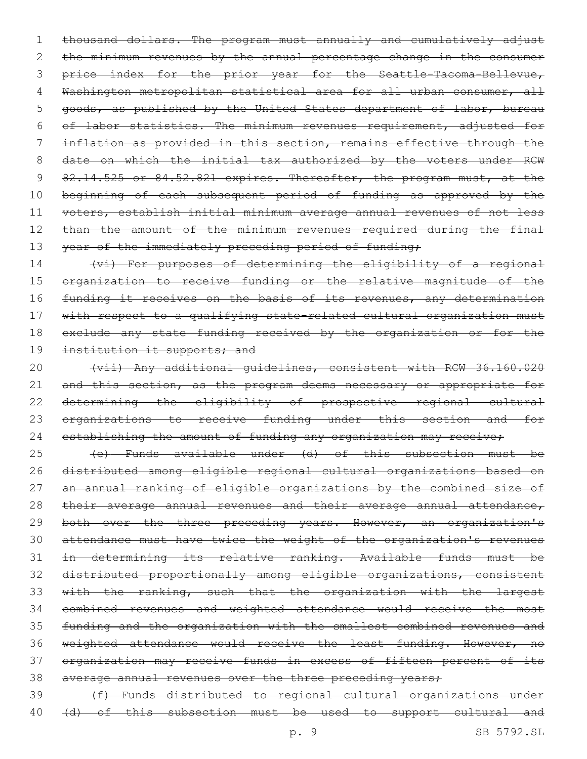~~thousand dollars. The program must annually and cumulatively adjust the minimum revenues by the annual percentage change in the consumer price index for the prior year for the Seattle-Tacoma-Bellevue, Washington metropolitan statistical area for all urban consumer, all goods, as published by the United States department of labor, bureau of labor statistics. The minimum revenues requirement, adjusted for inflation as provided in this section, remains effective through the date on which the initial tax authorized by the voters under RCW 82.14.525 or 84.52.821 expires. Thereafter, the program must, at the beginning of each subsequent period of funding as approved by the voters, establish initial minimum average annual revenues of not less than the amount of the minimum revenues required during the final year of the immediately preceding period of funding;~~

~~(vi) For purposes of determining the eligibility of a regional organization to receive funding or the relative magnitude of the funding it receives on the basis of its revenues, any determination with respect to a qualifying state-related cultural organization must exclude any state funding received by the organization or for the institution it supports; and~~

~~(vii) Any additional guidelines, consistent with RCW 36.160.020 and this section, as the program deems necessary or appropriate for determining the eligibility of prospective regional cultural organizations to receive funding under this section and for establishing the amount of funding any organization may receive;~~

~~(e) Funds available under (d) of this subsection must be distributed among eligible regional cultural organizations based on an annual ranking of eligible organizations by the combined size of their average annual revenues and their average annual attendance, both over the three preceding years. However, an organization's attendance must have twice the weight of the organization's revenues in determining its relative ranking. Available funds must be distributed proportionally among eligible organizations, consistent with the ranking, such that the organization with the largest combined revenues and weighted attendance would receive the most funding and the organization with the smallest combined revenues and weighted attendance would receive the least funding. However, no organization may receive funds in excess of fifteen percent of its average annual revenues over the three preceding years;~~

~~(f) Funds distributed to regional cultural organizations under (d) of this subsection must be used to support cultural and~~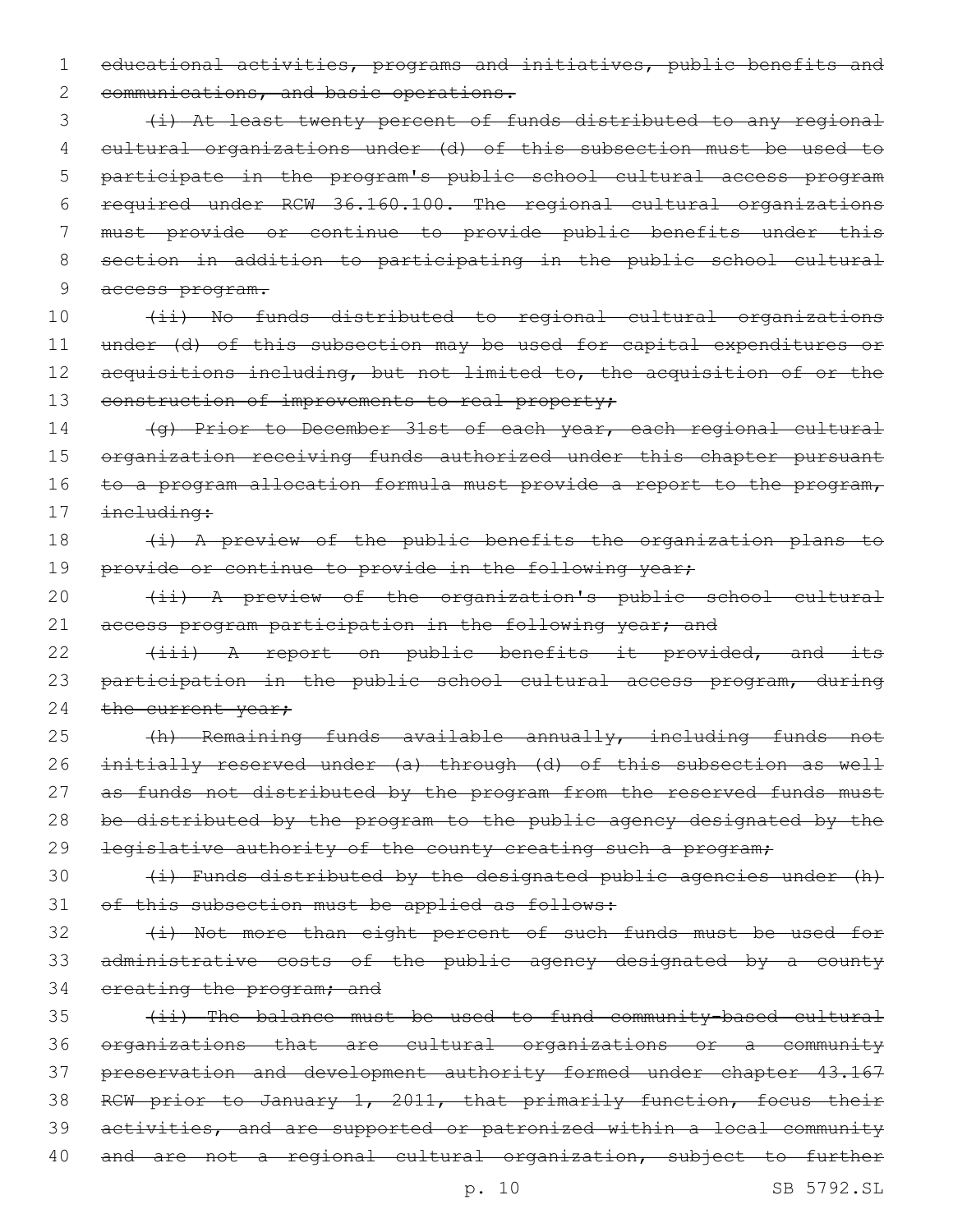~~educational activities, programs and initiatives, public benefits and communications, and basic operations.~~

~~(i) At least twenty percent of funds distributed to any regional cultural organizations under (d) of this subsection must be used to participate in the program's public school cultural access program required under RCW 36.160.100. The regional cultural organizations must provide or continue to provide public benefits under this section in addition to participating in the public school cultural access program.~~

~~(ii) No funds distributed to regional cultural organizations under (d) of this subsection may be used for capital expenditures or acquisitions including, but not limited to, the acquisition of or the construction of improvements to real property;~~

~~(g) Prior to December 31st of each year, each regional cultural organization receiving funds authorized under this chapter pursuant to a program allocation formula must provide a report to the program, including:~~

~~(i) A preview of the public benefits the organization plans to provide or continue to provide in the following year;~~

~~(ii) A preview of the organization's public school cultural access program participation in the following year; and~~

~~(iii) A report on public benefits it provided, and its participation in the public school cultural access program, during the current year;~~

~~(h) Remaining funds available annually, including funds not initially reserved under (a) through (d) of this subsection as well as funds not distributed by the program from the reserved funds must be distributed by the program to the public agency designated by the legislative authority of the county creating such a program;~~

~~(i) Funds distributed by the designated public agencies under (h) of this subsection must be applied as follows:~~

~~(i) Not more than eight percent of such funds must be used for administrative costs of the public agency designated by a county creating the program; and~~

~~(ii) The balance must be used to fund community-based cultural organizations that are cultural organizations or a community preservation and development authority formed under chapter 43.167 RCW prior to January 1, 2011, that primarily function, focus their activities, and are supported or patronized within a local community and are not a regional cultural organization, subject to further~~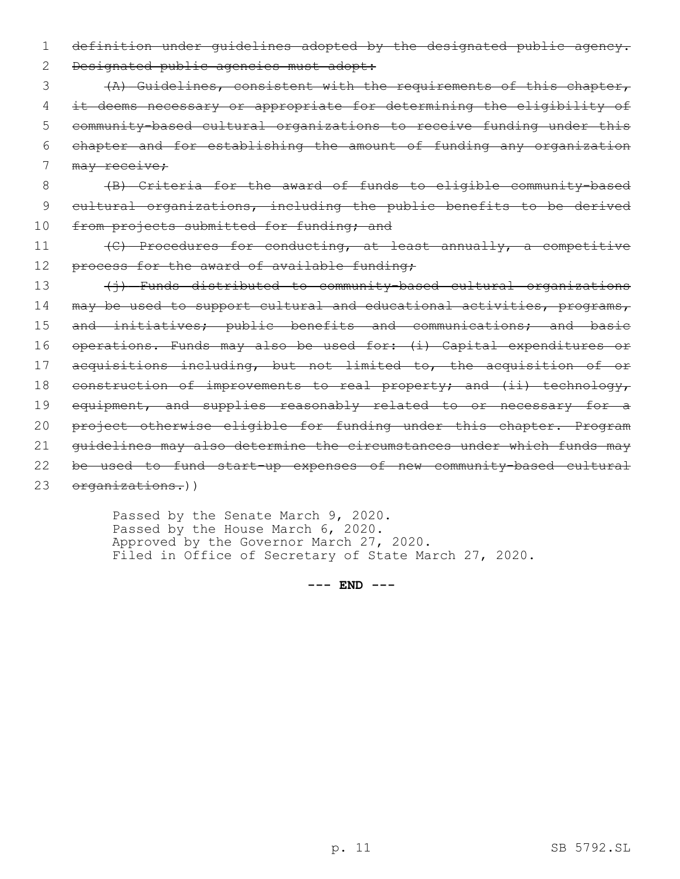~~definition under guidelines adopted by the designated public agency. Designated public agencies must adopt:~~

~~(A) Guidelines, consistent with the requirements of this chapter, it deems necessary or appropriate for determining the eligibility of community-based cultural organizations to receive funding under this chapter and for establishing the amount of funding any organization may receive;~~

~~(B) Criteria for the award of funds to eligible community-based cultural organizations, including the public benefits to be derived from projects submitted for funding; and~~

~~(C) Procedures for conducting, at least annually, a competitive process for the award of available funding;~~

~~(j) Funds distributed to community-based cultural organizations may be used to support cultural and educational activities, programs, and initiatives; public benefits and communications; and basic operations. Funds may also be used for: (i) Capital expenditures or acquisitions including, but not limited to, the acquisition of or construction of improvements to real property; and (ii) technology, equipment, and supplies reasonably related to or necessary for a project otherwise eligible for funding under this chapter. Program guidelines may also determine the circumstances under which funds may be used to fund start-up expenses of new community-based cultural organizations.~~))

Passed by the Senate March 9, 2020.
Passed by the House March 6, 2020.
Approved by the Governor March 27, 2020.
Filed in Office of Secretary of State March 27, 2020.

**--- END ---**